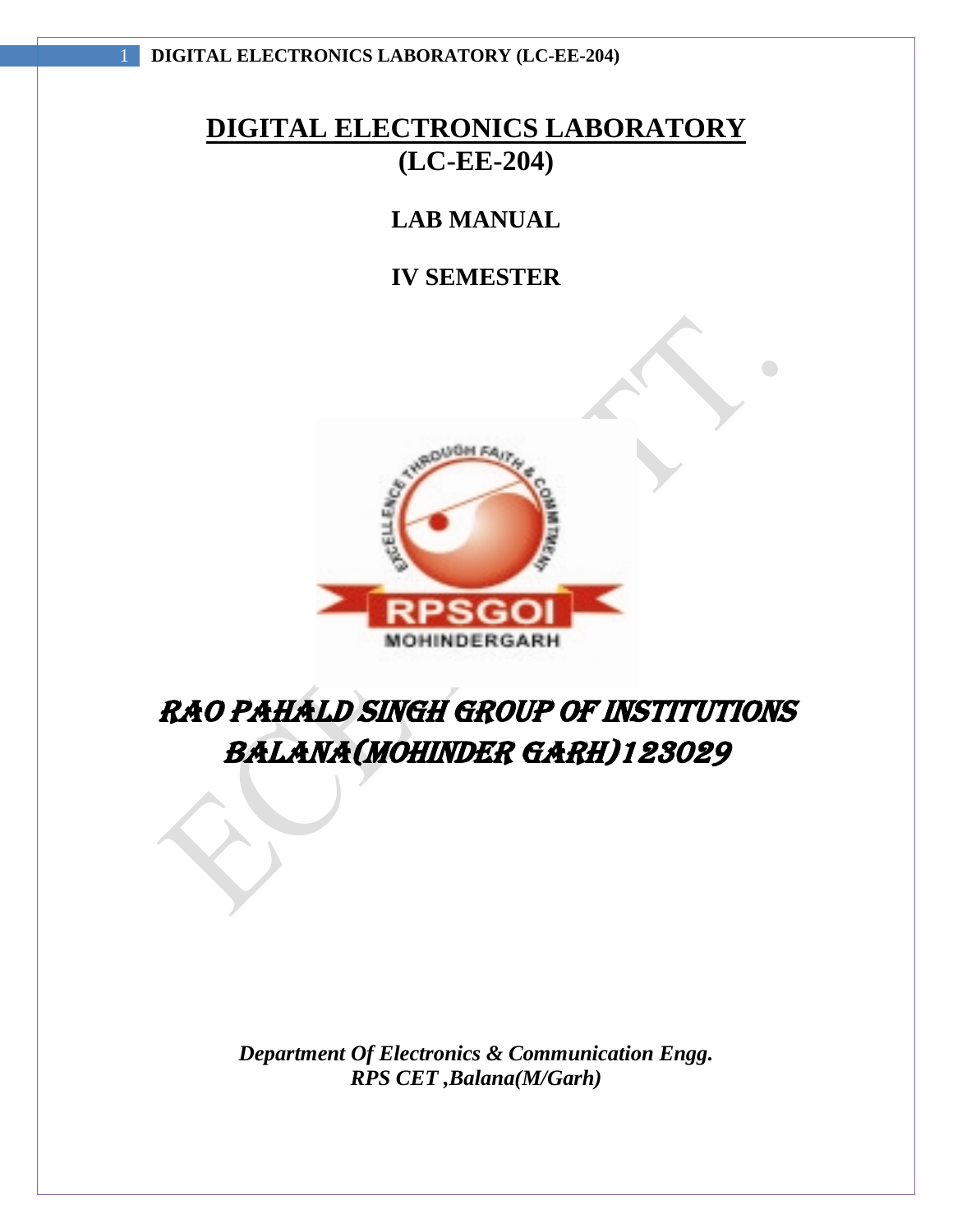# DIGITAL ELECTRONICS LABORATORY
# (LC-EE-204)

## LAB MANUAL

## IV SEMESTER

## RAO PAHALD SINGH GROUP OF INSTITUTIONS
## BALANA(MOHINDER GARH)123029

***Department Of Electronics & Communication Engg.***
***RPS CET ,Balana(M/Garh)***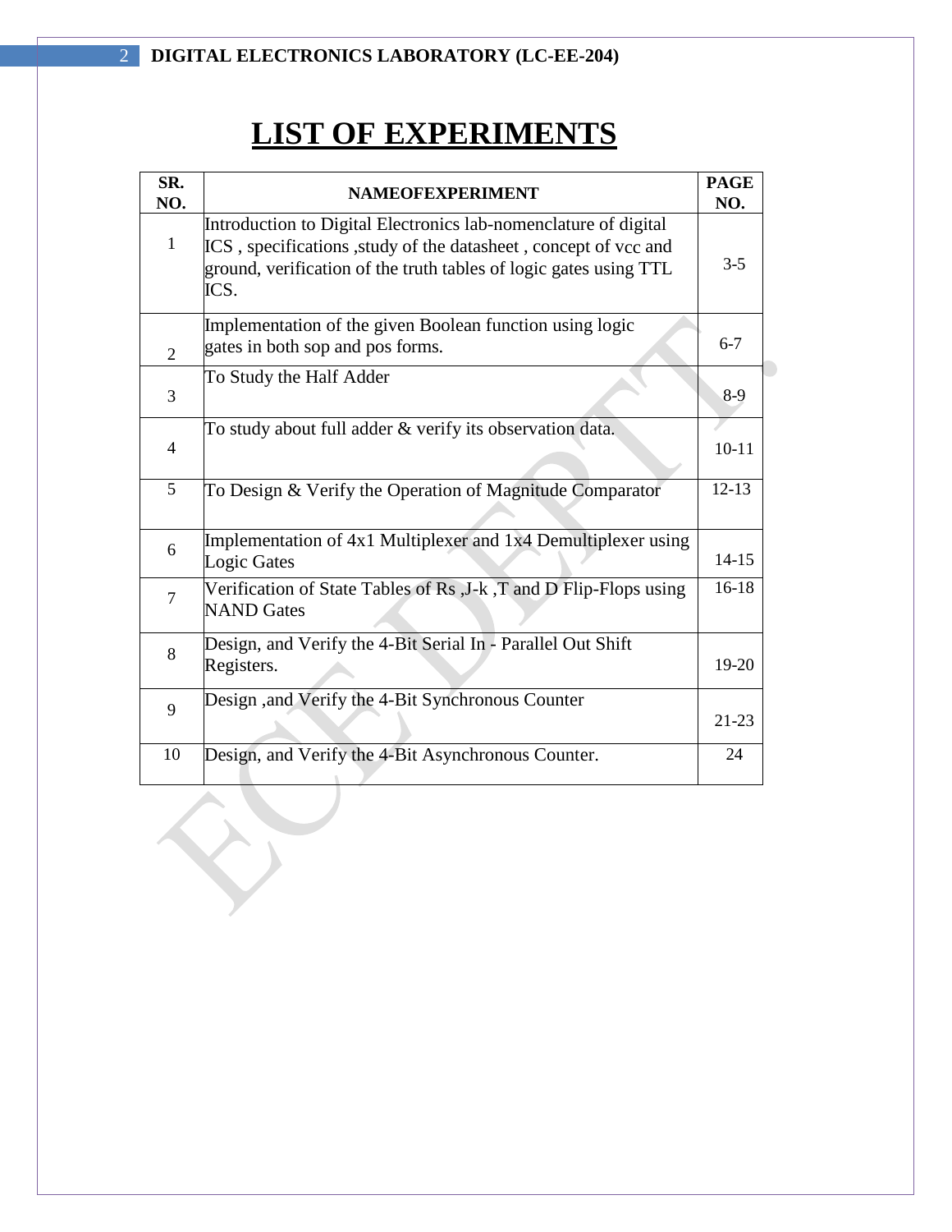# LIST OF EXPERIMENTS

| SR. NO. | NAMEOFEXPERIMENT | PAGE NO. |
|---|---|---|
| 1 | Introduction to Digital Electronics lab-nomenclature of digital ICS , specifications ,study of the datasheet , concept of vcc and ground, verification of the truth tables of logic gates using TTL ICS. | 3-5 |
| 2 | Implementation of the given Boolean function using logic gates in both sop and pos forms. | 6-7 |
| 3 | To Study the Half Adder | 8-9 |
| 4 | To study about full adder & verify its observation data. | 10-11 |
| 5 | To Design & Verify the Operation of Magnitude Comparator | 12-13 |
| 6 | Implementation of 4x1 Multiplexer and 1x4 Demultiplexer using Logic Gates | 14-15 |
| 7 | Verification of State Tables of Rs ,J-k ,T and D Flip-Flops using NAND Gates | 16-18 |
| 8 | Design, and Verify the 4-Bit Serial In - Parallel Out Shift Registers. | 19-20 |
| 9 | Design ,and Verify the 4-Bit Synchronous Counter | 21-23 |
| 10 | Design, and Verify the 4-Bit Asynchronous Counter. | 24 |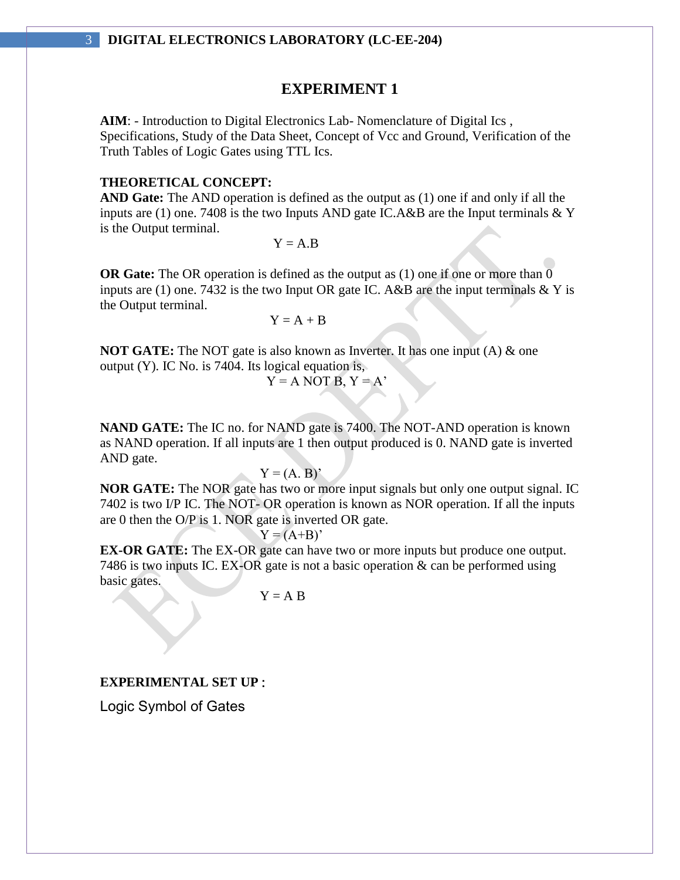# EXPERIMENT 1

**AIM**: - Introduction to Digital Electronics Lab- Nomenclature of Digital Ics , Specifications, Study of the Data Sheet, Concept of Vcc and Ground, Verification of the Truth Tables of Logic Gates using TTL Ics.

**THEORETICAL CONCEPT:**

**AND Gate:** The AND operation is defined as the output as (1) one if and only if all the inputs are (1) one. 7408 is the two Inputs AND gate IC.A&B are the Input terminals & Y is the Output terminal.

$$Y = A.B$$

**OR Gate:** The OR operation is defined as the output as (1) one if one or more than 0 inputs are (1) one. 7432 is the two Input OR gate IC. A&B are the input terminals & Y is the Output terminal.

$$Y = A + B$$

**NOT GATE:** The NOT gate is also known as Inverter. It has one input (A) & one output (Y). IC No. is 7404. Its logical equation is,

Y = A NOT B, $Y = A'$

**NAND GATE:** The IC no. for NAND gate is 7400. The NOT-AND operation is known as NAND operation. If all inputs are 1 then output produced is 0. NAND gate is inverted AND gate.

$$Y = (A. B)'$$

**NOR GATE:** The NOR gate has two or more input signals but only one output signal. IC 7402 is two I/P IC. The NOT- OR operation is known as NOR operation. If all the inputs are 0 then the O/P is 1. NOR gate is inverted OR gate.

$$Y = (A+B)'$$

**EX-OR GATE:** The EX-OR gate can have two or more inputs but produce one output. 7486 is two inputs IC. EX-OR gate is not a basic operation & can be performed using basic gates.

$$Y = A \quad B$$

**EXPERIMENTAL SET UP :**

Logic Symbol of Gates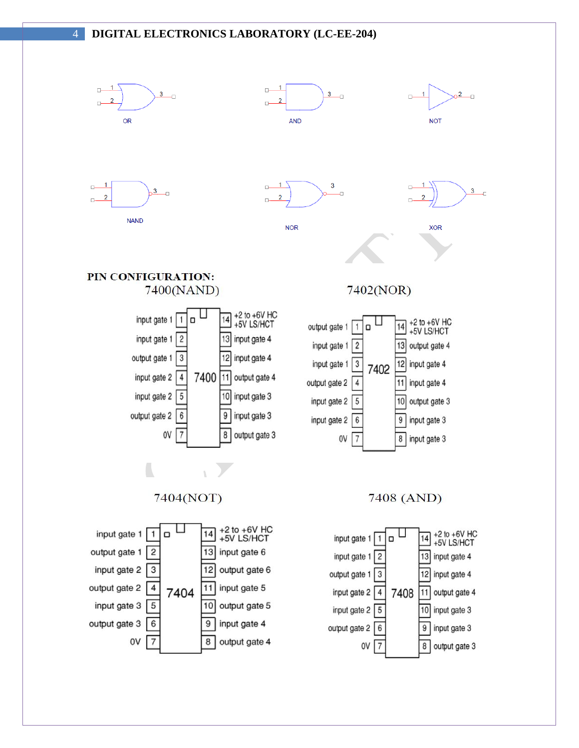OR

AND

NOT

NAND

NOR

XOR

**PIN CONFIGURATION:**

7400(NAND)

| Label | Pin | | Pin | Label |
|---|---|---|---|---|
| input gate 1 | 1 | 7400 | 14 | +2 to +6V HC +5V LS/HCT |
| input gate 1 | 2 | | 13 | input gate 4 |
| output gate 1 | 3 | | 12 | input gate 4 |
| input gate 2 | 4 | | 11 | output gate 4 |
| input gate 2 | 5 | | 10 | input gate 3 |
| output gate 2 | 6 | | 9 | input gate 3 |
| 0V | 7 | | 8 | output gate 3 |

7402(NOR)

| Label | Pin | | Pin | Label |
|---|---|---|---|---|
| output gate 1 | 1 | 7402 | 14 | +2 to +6V HC +5V LS/HCT |
| input gate 1 | 2 | | 13 | output gate 4 |
| input gate 1 | 3 | | 12 | input gate 4 |
| output gate 2 | 4 | | 11 | input gate 4 |
| input gate 2 | 5 | | 10 | output gate 3 |
| input gate 2 | 6 | | 9 | input gate 3 |
| 0V | 7 | | 8 | input gate 3 |

7404(NOT)

| Label | Pin | | Pin | Label |
|---|---|---|---|---|
| input gate 1 | 1 | 7404 | 14 | +2 to +6V HC +5V LS/HCT |
| output gate 1 | 2 | | 13 | input gate 6 |
| input gate 2 | 3 | | 12 | output gate 6 |
| output gate 2 | 4 | | 11 | input gate 5 |
| input gate 3 | 5 | | 10 | output gate 5 |
| output gate 3 | 6 | | 9 | input gate 4 |
| 0V | 7 | | 8 | output gate 4 |

7408 (AND)

| Label | Pin | | Pin | Label |
|---|---|---|---|---|
| input gate 1 | 1 | 7408 | 14 | +2 to +6V HC +5V LS/HCT |
| input gate 1 | 2 | | 13 | input gate 4 |
| output gate 1 | 3 | | 12 | input gate 4 |
| input gate 2 | 4 | | 11 | output gate 4 |
| input gate 2 | 5 | | 10 | input gate 3 |
| output gate 2 | 6 | | 9 | input gate 3 |
| 0V | 7 | | 8 | output gate 3 |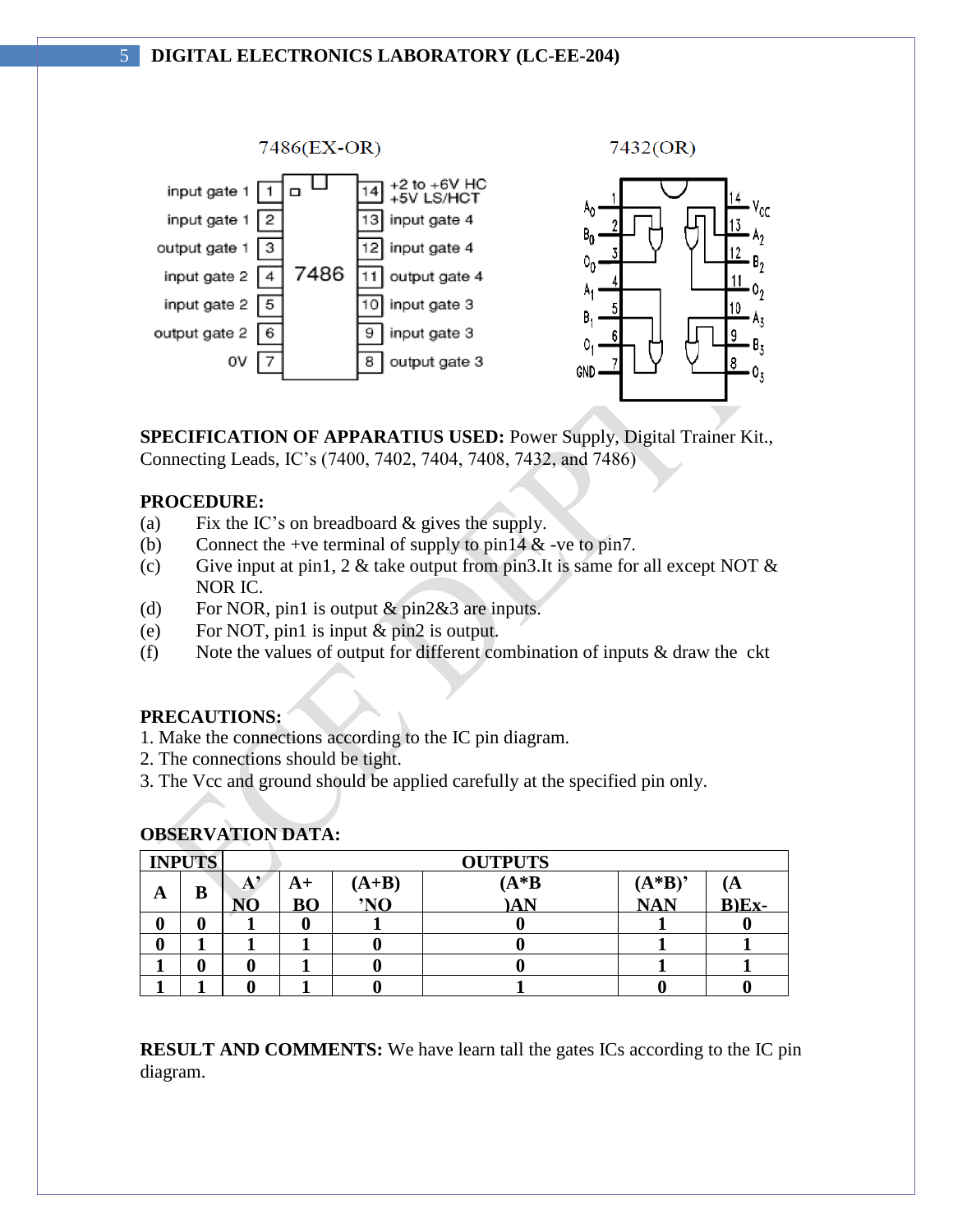7486(EX-OR)

| Label | Pin | | Pin | Label |
|---|---|---|---|---|
| input gate 1 | 1 | 7486 | 14 | +2 to +6V HC +5V LS/HCT |
| input gate 1 | 2 | | 13 | input gate 4 |
| output gate 1 | 3 | | 12 | input gate 4 |
| input gate 2 | 4 | | 11 | output gate 4 |
| input gate 2 | 5 | | 10 | input gate 3 |
| output gate 2 | 6 | | 9 | input gate 3 |
| 0V | 7 | | 8 | output gate 3 |

7432(OR)

| Label | Pin | Pin | Label |
|---|---|---|---|
| $A_0$ | 1 | 14 | $V_{CC}$ |
| $B_0$ | 2 | 13 | $A_2$ |
| $O_0$ | 3 | 12 | $B_2$ |
| $A_1$ | 4 | 11 | $O_2$ |
| $B_1$ | 5 | 10 | $A_3$ |
| $O_1$ | 6 | 9 | $B_3$ |
| GND | 7 | 8 | $O_3$ |

**SPECIFICATION OF APPARATIUS USED:** Power Supply, Digital Trainer Kit., Connecting Leads, IC's (7400, 7402, 7404, 7408, 7432, and 7486)

**PROCEDURE:**

(a) Fix the IC's on breadboard & gives the supply.
(b) Connect the +ve terminal of supply to pin14 & -ve to pin7.
(c) Give input at pin1, 2 & take output from pin3.It is same for all except NOT & NOR IC.
(d) For NOR, pin1 is output & pin2&3 are inputs.
(e) For NOT, pin1 is input & pin2 is output.
(f) Note the values of output for different combination of inputs & draw the ckt

**PRECAUTIONS:**

1. Make the connections according to the IC pin diagram.
2. The connections should be tight.
3. The Vcc and ground should be applied carefully at the specified pin only.

**OBSERVATION DATA:**

| INPUTS | | OUTPUTS | | | | | |
|---|---|---|---|---|---|---|---|
| **A** | **B** | **A' NO** | **A+ BO** | **(A+B) 'NO** | **(A*B )AN** | **(A*B)' NAN** | **(A B)Ex-** |
| **0** | **0** | **1** | **0** | **1** | **0** | **1** | **0** |
| **0** | **1** | **1** | **1** | **0** | **0** | **1** | **1** |
| **1** | **0** | **0** | **1** | **0** | **0** | **1** | **1** |
| **1** | **1** | **0** | **1** | **0** | **1** | **0** | **0** |

**RESULT AND COMMENTS:** We have learn tall the gates ICs according to the IC pin diagram.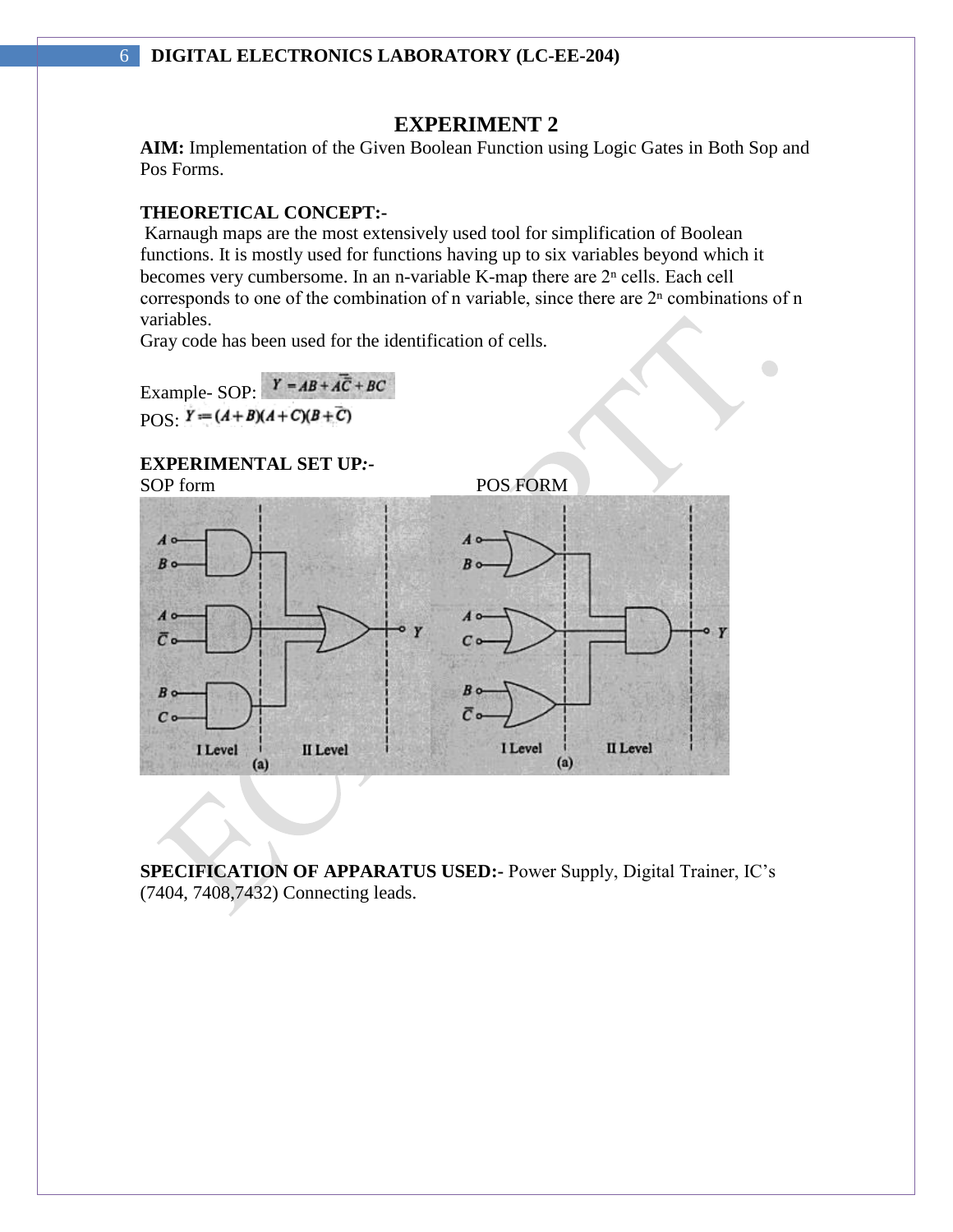# EXPERIMENT 2

**AIM:** Implementation of the Given Boolean Function using Logic Gates in Both Sop and Pos Forms.

**THEORETICAL CONCEPT:-**

Karnaugh maps are the most extensively used tool for simplification of Boolean functions. It is mostly used for functions having up to six variables beyond which it becomes very cumbersome. In an n-variable K-map there are $2^n$ cells. Each cell corresponds to one of the combination of n variable, since there are $2^n$ combinations of n variables.

Gray code has been used for the identification of cells.

Example- SOP: $Y = AB + A\overline{C} + BC$

POS: $Y = (A + B)(A + C)(B + \overline{C})$

**EXPERIMENTAL SET UP:-**

SOP form POS FORM

**SPECIFICATION OF APPARATUS USED:-** Power Supply, Digital Trainer, IC's (7404, 7408,7432) Connecting leads.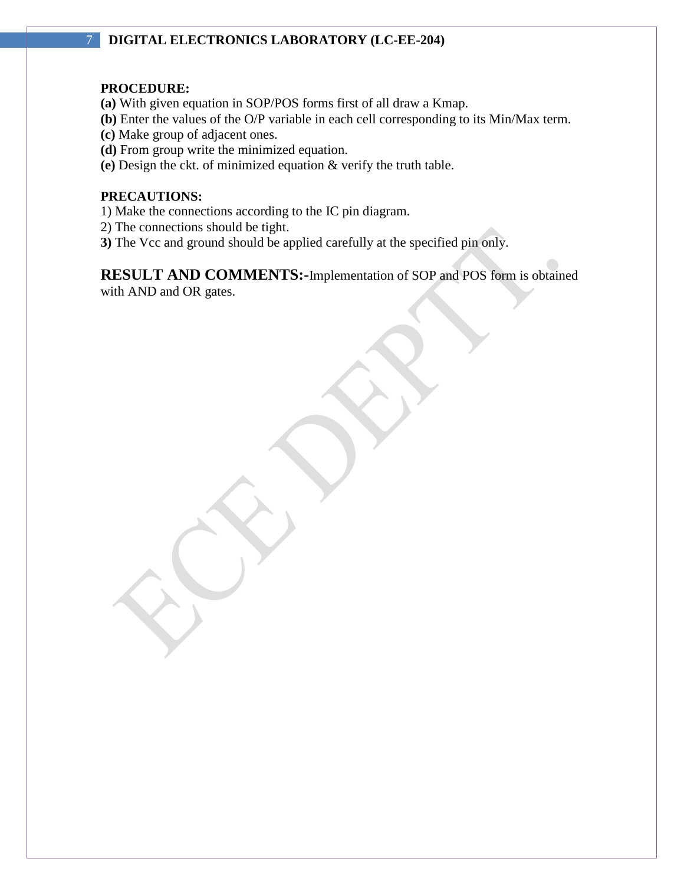**PROCEDURE:**

**(a)** With given equation in SOP/POS forms first of all draw a Kmap.
**(b)** Enter the values of the O/P variable in each cell corresponding to its Min/Max term.
**(c)** Make group of adjacent ones.
**(d)** From group write the minimized equation.
**(e)** Design the ckt. of minimized equation & verify the truth table.

**PRECAUTIONS:**

1) Make the connections according to the IC pin diagram.
2) The connections should be tight.
**3)** The Vcc and ground should be applied carefully at the specified pin only.

**RESULT AND COMMENTS:-**Implementation of SOP and POS form is obtained with AND and OR gates.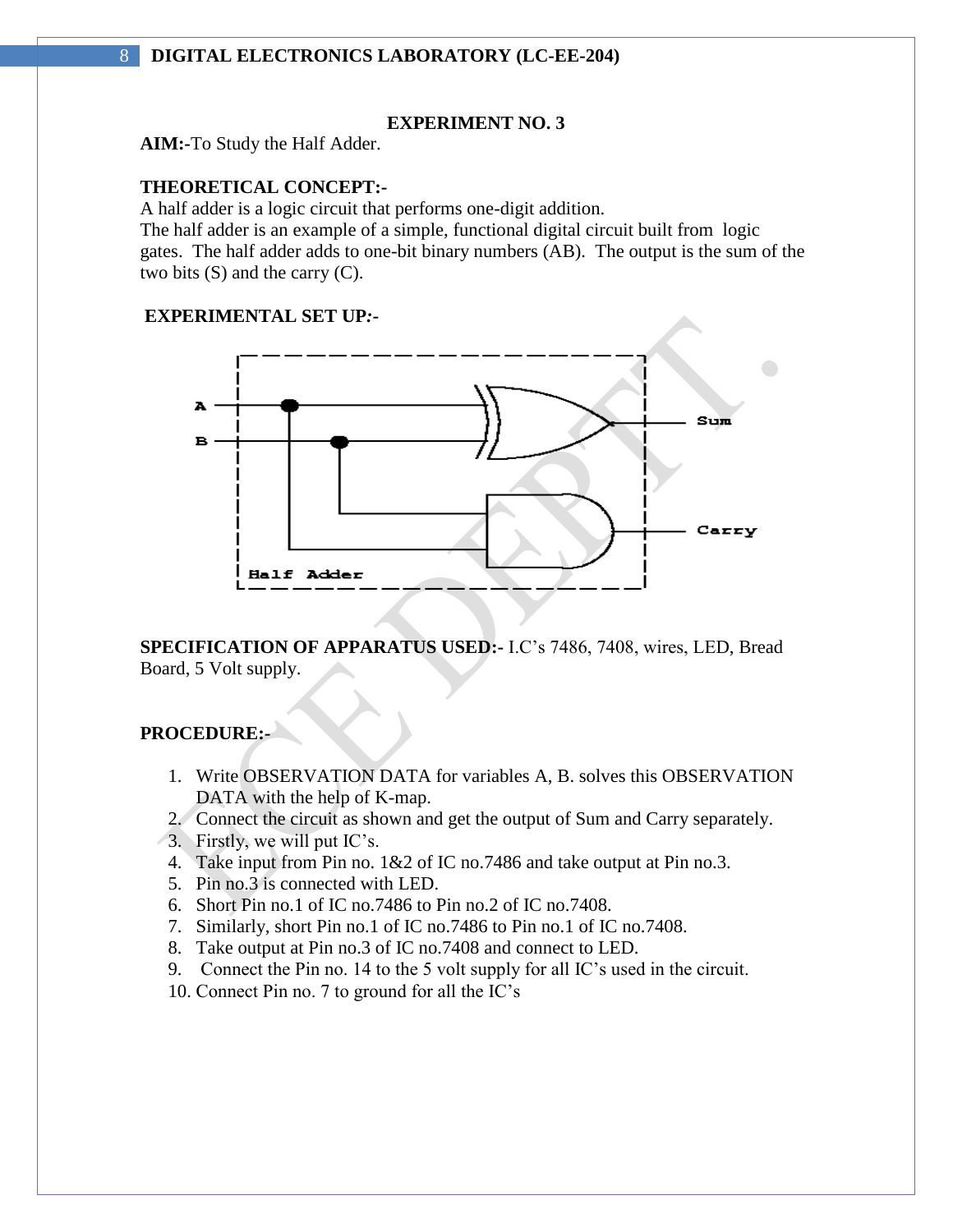# EXPERIMENT NO. 3

**AIM:-**To Study the Half Adder.

**THEORETICAL CONCEPT:-**

A half adder is a logic circuit that performs one-digit addition.
The half adder is an example of a simple, functional digital circuit built from logic gates. The half adder adds to one-bit binary numbers (AB). The output is the sum of the two bits (S) and the carry (C).

**EXPERIMENTAL SET UP:-**

A
B
Sum
Carry
Half Adder

**SPECIFICATION OF APPARATUS USED:-** I.C's 7486, 7408, wires, LED, Bread Board, 5 Volt supply.

**PROCEDURE:-**

1. Write OBSERVATION DATA for variables A, B. solves this OBSERVATION DATA with the help of K-map.
2. Connect the circuit as shown and get the output of Sum and Carry separately.
3. Firstly, we will put IC's.
4. Take input from Pin no. 1&2 of IC no.7486 and take output at Pin no.3.
5. Pin no.3 is connected with LED.
6. Short Pin no.1 of IC no.7486 to Pin no.2 of IC no.7408.
7. Similarly, short Pin no.1 of IC no.7486 to Pin no.1 of IC no.7408.
8. Take output at Pin no.3 of IC no.7408 and connect to LED.
9. Connect the Pin no. 14 to the 5 volt supply for all IC's used in the circuit.
10. Connect Pin no. 7 to ground for all the IC's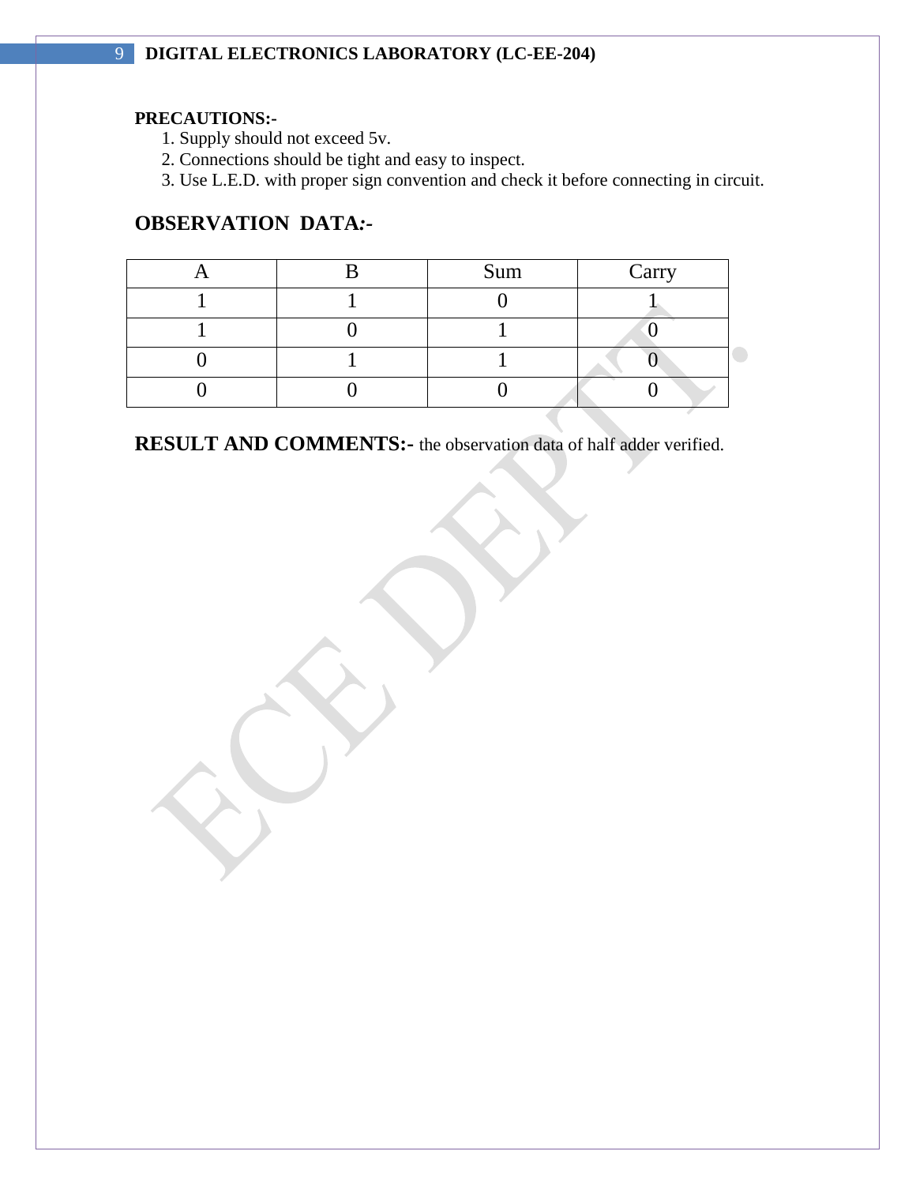**PRECAUTIONS:-**

1. Supply should not exceed 5v.
2. Connections should be tight and easy to inspect.
3. Use L.E.D. with proper sign convention and check it before connecting in circuit.

## OBSERVATION DATA:-

| A | B | Sum | Carry |
|---|---|---|---|
| 1 | 1 | 0 | 1 |
| 1 | 0 | 1 | 0 |
| 0 | 1 | 1 | 0 |
| 0 | 0 | 0 | 0 |

**RESULT AND COMMENTS:-** the observation data of half adder verified.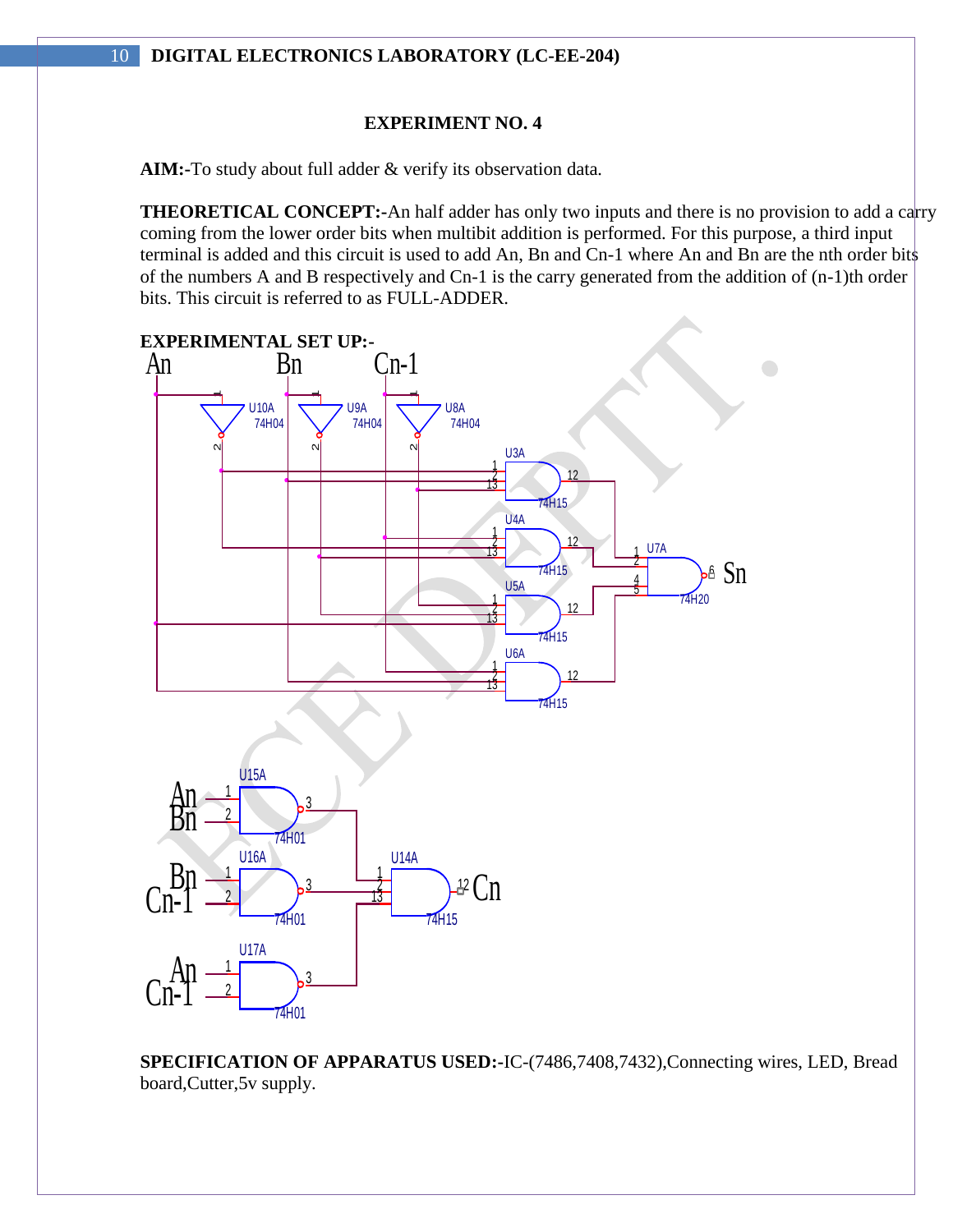# EXPERIMENT NO. 4

**AIM:-**To study about full adder & verify its observation data.

**THEORETICAL CONCEPT:-**An half adder has only two inputs and there is no provision to add a carry coming from the lower order bits when multibit addition is performed. For this purpose, a third input terminal is added and this circuit is used to add An, Bn and Cn-1 where An and Bn are the nth order bits of the numbers A and B respectively and Cn-1 is the carry generated from the addition of (n-1)th order bits. This circuit is referred to as FULL-ADDER.

**EXPERIMENTAL SET UP:-**

**SPECIFICATION OF APPARATUS USED:-**IC-(7486,7408,7432),Connecting wires, LED, Bread board,Cutter,5v supply.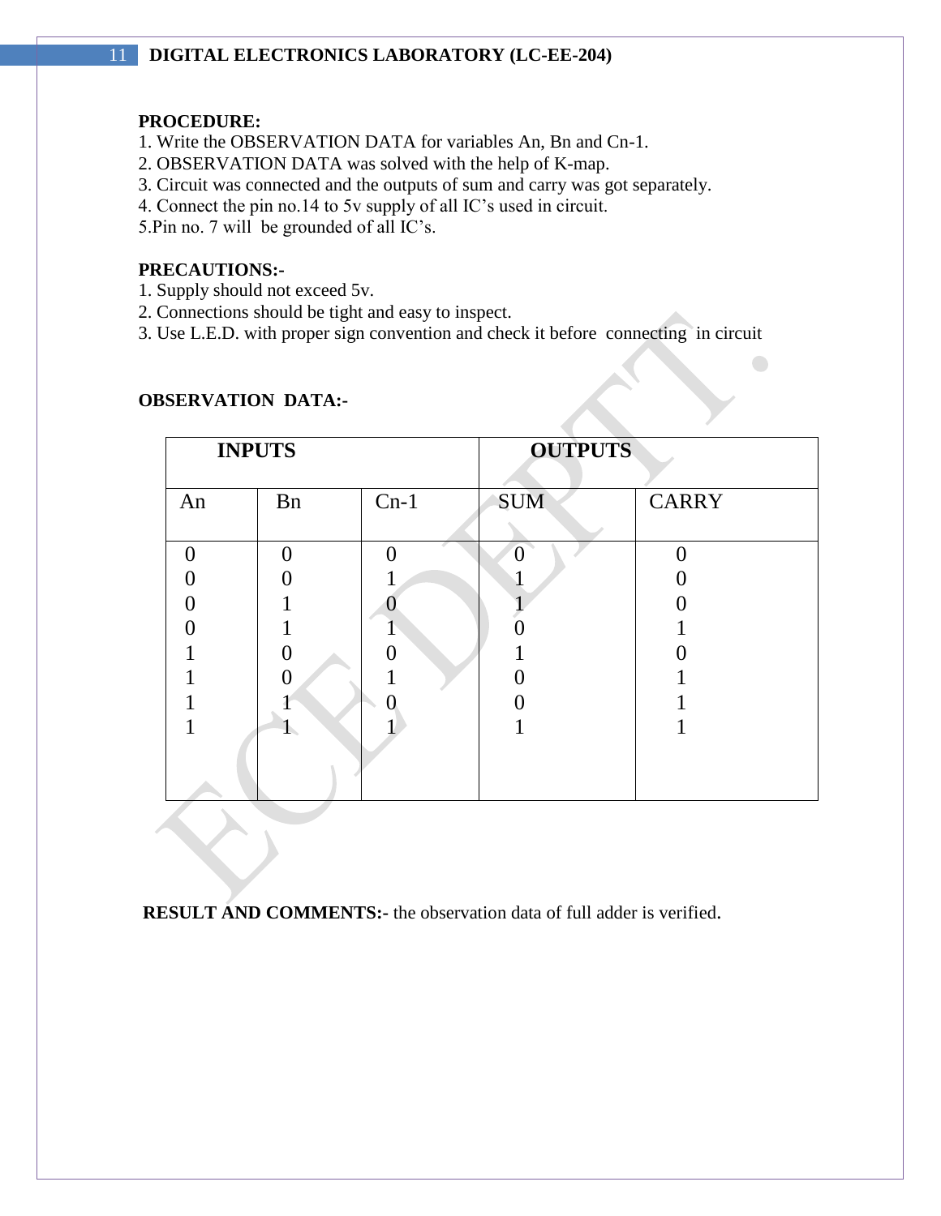**PROCEDURE:**

1. Write the OBSERVATION DATA for variables An, Bn and Cn-1.
2. OBSERVATION DATA was solved with the help of K-map.
3. Circuit was connected and the outputs of sum and carry was got separately.
4. Connect the pin no.14 to 5v supply of all IC's used in circuit.
5. Pin no. 7 will be grounded of all IC's.

**PRECAUTIONS:-**

1. Supply should not exceed 5v.
2. Connections should be tight and easy to inspect.
3. Use L.E.D. with proper sign convention and check it before connecting in circuit

**OBSERVATION DATA:-**

| INPUTS | | | OUTPUTS | |
|---|---|---|---|---|
| An | Bn | Cn-1 | SUM | CARRY |
| 0 | 0 | 0 | 0 | 0 |
| 0 | 0 | 1 | 1 | 0 |
| 0 | 1 | 0 | 1 | 0 |
| 0 | 1 | 1 | 0 | 1 |
| 1 | 0 | 0 | 1 | 0 |
| 1 | 0 | 1 | 0 | 1 |
| 1 | 1 | 0 | 0 | 1 |
| 1 | 1 | 1 | 1 | 1 |

**RESULT AND COMMENTS:-** the observation data of full adder is verified.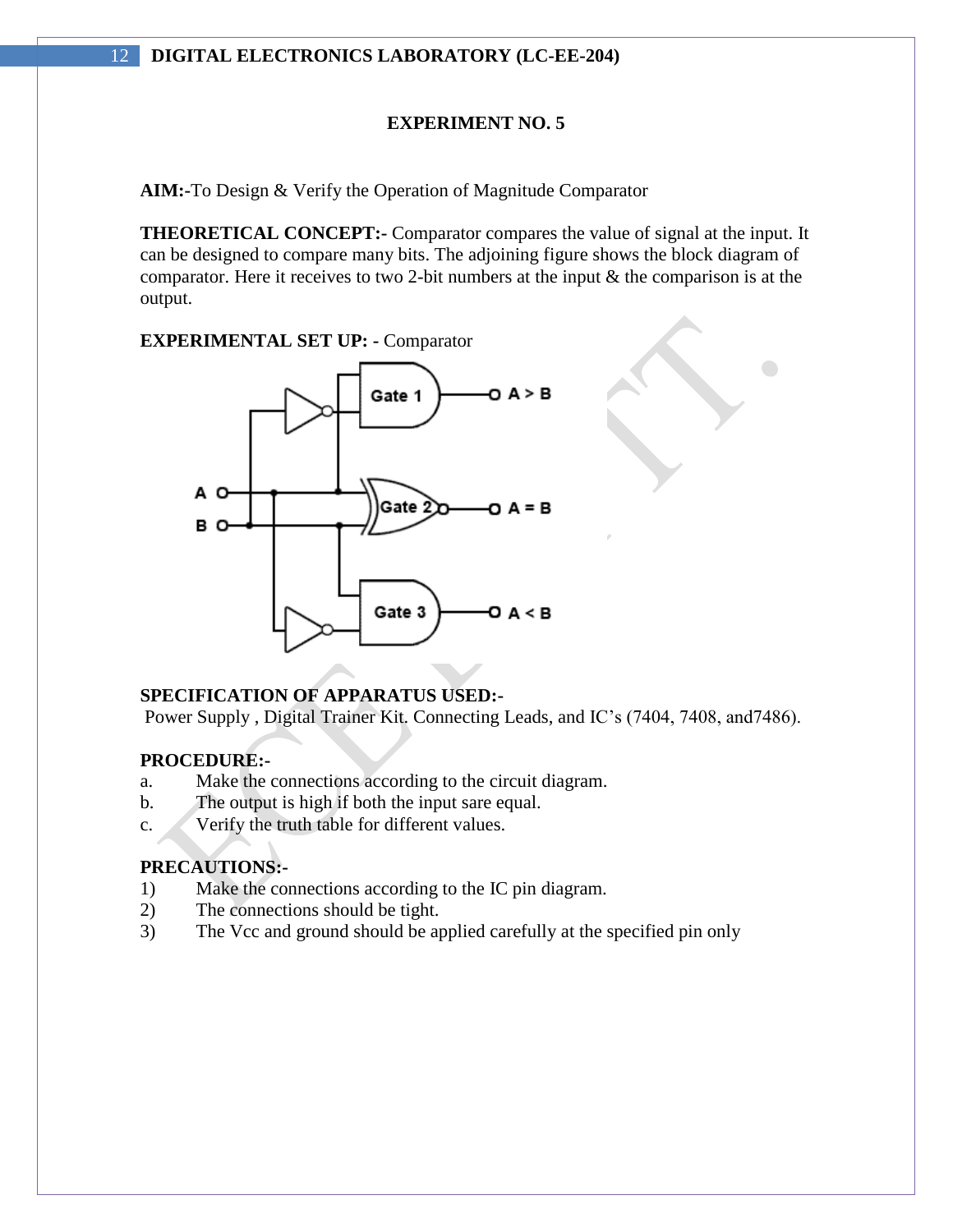### EXPERIMENT NO. 5

**AIM:-**To Design & Verify the Operation of Magnitude Comparator

**THEORETICAL CONCEPT:-** Comparator compares the value of signal at the input. It can be designed to compare many bits. The adjoining figure shows the block diagram of comparator. Here it receives to two 2-bit numbers at the input & the comparison is at the output.

**EXPERIMENTAL SET UP: -** Comparator

**SPECIFICATION OF APPARATUS USED:-**
Power Supply , Digital Trainer Kit. Connecting Leads, and IC's (7404, 7408, and7486).

**PROCEDURE:-**

a. Make the connections according to the circuit diagram.
b. The output is high if both the input sare equal.
c. Verify the truth table for different values.

**PRECAUTIONS:-**

1) Make the connections according to the IC pin diagram.
2) The connections should be tight.
3) The Vcc and ground should be applied carefully at the specified pin only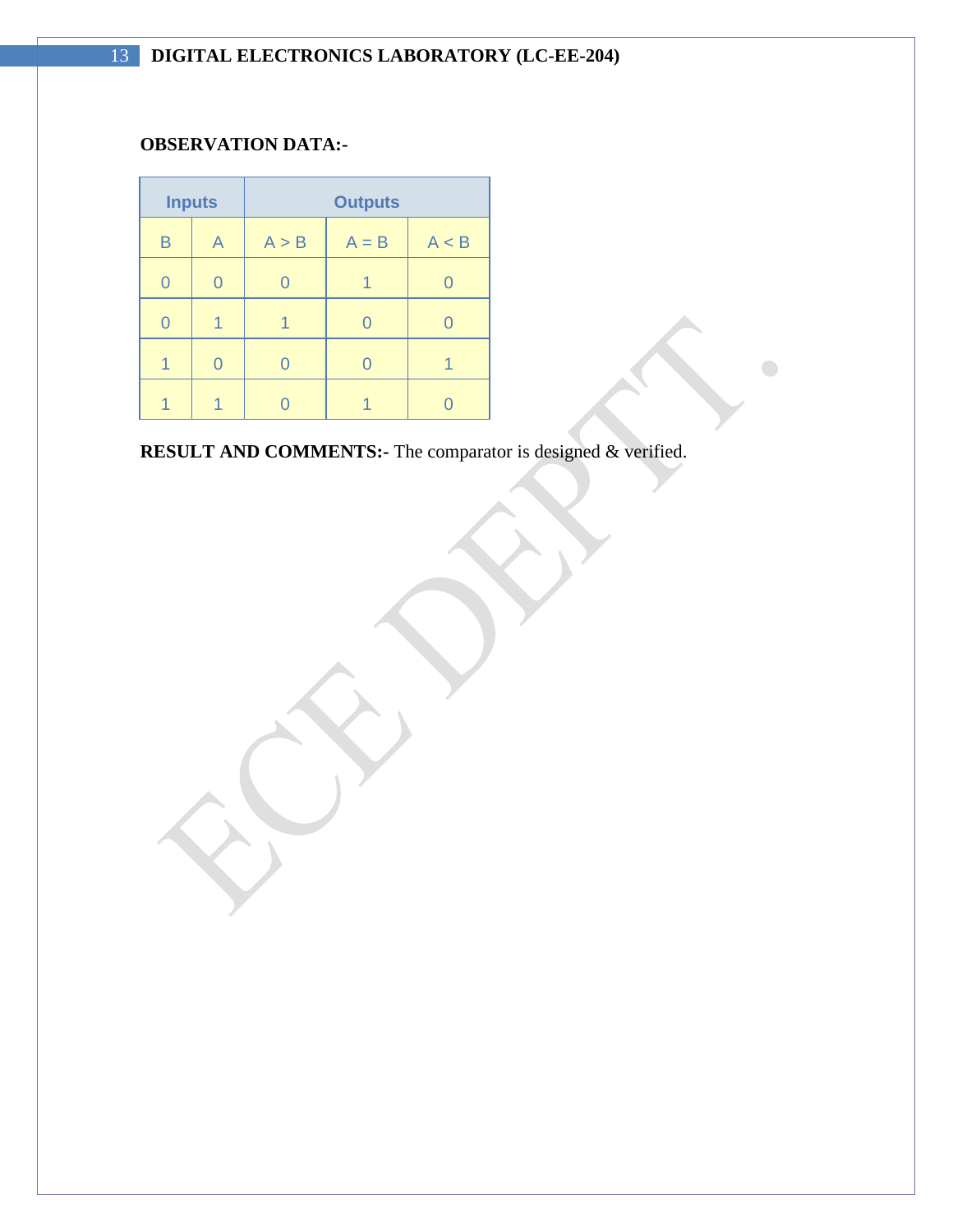**OBSERVATION DATA:-**

| Inputs | | Outputs | | |
|---|---|---|---|---|
| B | A | A > B | A = B | A < B |
| 0 | 0 | 0 | 1 | 0 |
| 0 | 1 | 1 | 0 | 0 |
| 1 | 0 | 0 | 0 | 1 |
| 1 | 1 | 0 | 1 | 0 |

**RESULT AND COMMENTS:-** The comparator is designed & verified.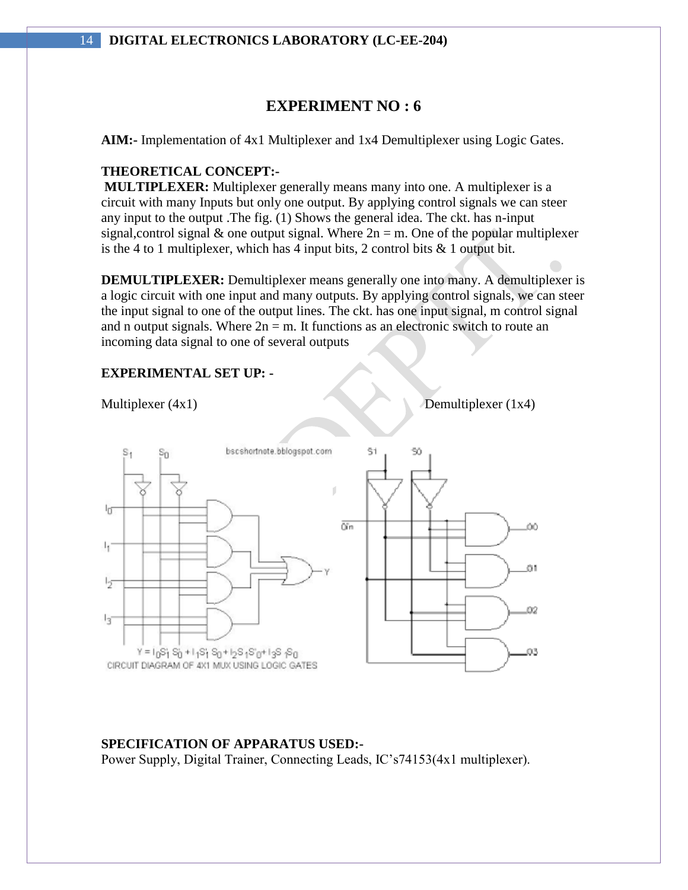# EXPERIMENT NO : 6

**AIM:-** Implementation of 4x1 Multiplexer and 1x4 Demultiplexer using Logic Gates.

**THEORETICAL CONCEPT:-**

**MULTIPLEXER:** Multiplexer generally means many into one. A multiplexer is a circuit with many Inputs but only one output. By applying control signals we can steer any input to the output .The fig. (1) Shows the general idea. The ckt. has n-input signal,control signal & one output signal. Where 2n = m. One of the popular multiplexer is the 4 to 1 multiplexer, which has 4 input bits, 2 control bits & 1 output bit.

**DEMULTIPLEXER:** Demultiplexer means generally one into many. A demultiplexer is a logic circuit with one input and many outputs. By applying control signals, we can steer the input signal to one of the output lines. The ckt. has one input signal, m control signal and n output signals. Where 2n = m. It functions as an electronic switch to route an incoming data signal to one of several outputs

**EXPERIMENTAL SET UP: -**

Multiplexer (4x1) Demultiplexer (1x4)

$Y = I_0\bar{S}_1\bar{S}_0 + I_1\bar{S}_1S_0 + I_2S_1\bar{S}_0 + I_3S_1S_0$

CIRCUIT DIAGRAM OF 4X1 MUX USING LOGIC GATES

**SPECIFICATION OF APPARATUS USED:-**

Power Supply, Digital Trainer, Connecting Leads, IC's74153(4x1 multiplexer).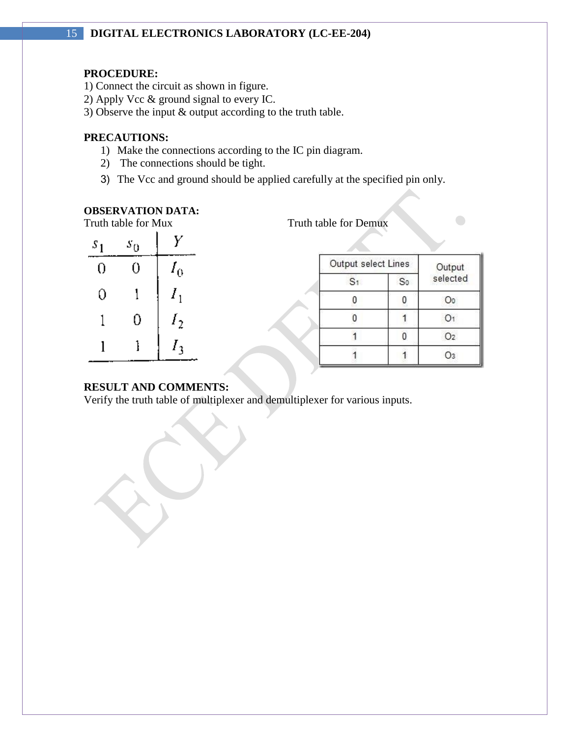**PROCEDURE:**

1) Connect the circuit as shown in figure.
2) Apply Vcc & ground signal to every IC.
3) Observe the input & output according to the truth table.

**PRECAUTIONS:**

1) Make the connections according to the IC pin diagram.
2) The connections should be tight.
3) The Vcc and ground should be applied carefully at the specified pin only.

**OBSERVATION DATA:**

Truth table for Mux

| $s_1$ | $s_0$ | $Y$ |
|---|---|---|
| 0 | 0 | $I_0$ |
| 0 | 1 | $I_1$ |
| 1 | 0 | $I_2$ |
| 1 | 1 | $I_3$ |

Truth table for Demux

| Output select Lines | | Output selected |
|---|---|---|
| $S_1$ | $S_0$ | |
| 0 | 0 | $O_0$ |
| 0 | 1 | $O_1$ |
| 1 | 0 | $O_2$ |
| 1 | 1 | $O_3$ |

**RESULT AND COMMENTS:**

Verify the truth table of multiplexer and demultiplexer for various inputs.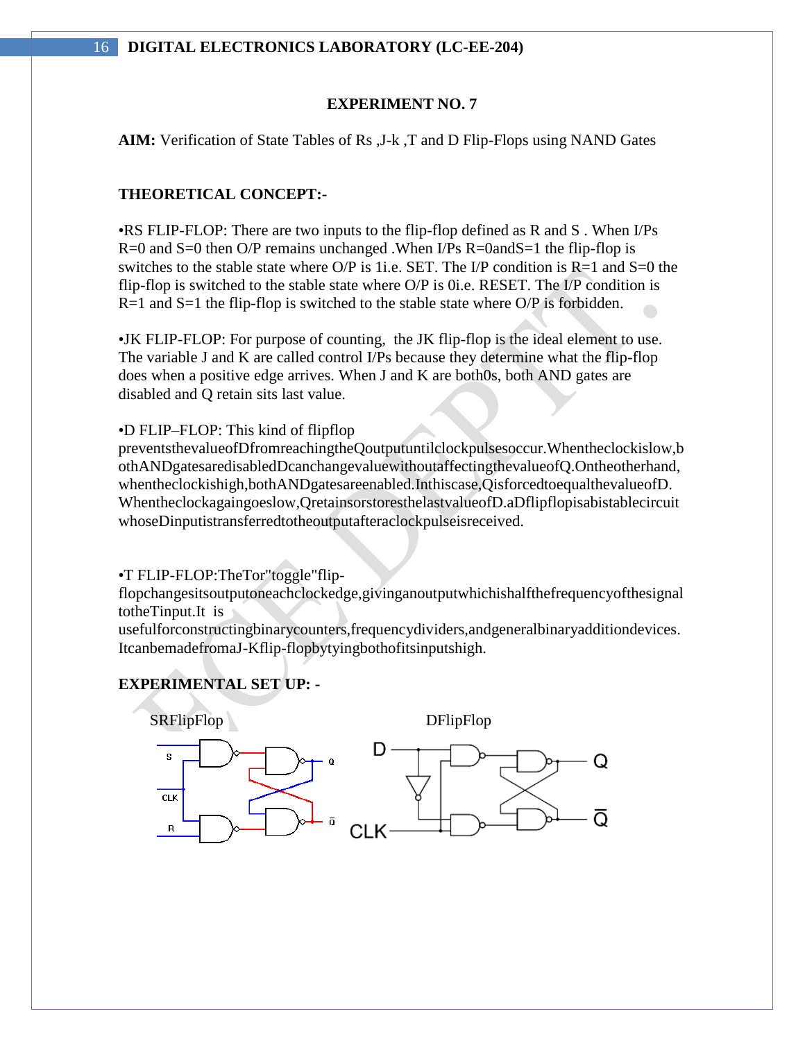## EXPERIMENT NO. 7

**AIM:** Verification of State Tables of Rs ,J-k ,T and D Flip-Flops using NAND Gates

**THEORETICAL CONCEPT:-**

•RS FLIP-FLOP: There are two inputs to the flip-flop defined as R and S . When I/Ps R=0 and S=0 then O/P remains unchanged .When I/Ps R=0andS=1 the flip-flop is switches to the stable state where O/P is 1i.e. SET. The I/P condition is R=1 and S=0 the flip-flop is switched to the stable state where O/P is 0i.e. RESET. The I/P condition is R=1 and S=1 the flip-flop is switched to the stable state where O/P is forbidden.

•JK FLIP-FLOP: For purpose of counting, the JK flip-flop is the ideal element to use. The variable J and K are called control I/Ps because they determine what the flip-flop does when a positive edge arrives. When J and K are both0s, both AND gates are disabled and Q retain sits last value.

•D FLIP–FLOP: This kind of flipflop preventsthevalueofDfromreachingtheQoutputuntilclockpulsesoccur.Whentheclockislow,bothANDgatesaredisabledDcanchangevaluewithoutaffectingthevalueofQ.Ontheotherhand,whentheclockishigh,bothANDgatesareenabled.Inthiscase,QisforcedtoequalthevalueofD.Whentheclockagaingoeslow,QretainsorstoresthelastvalueofD.aDflipflopisabistablecircuitwhoseDinputistransferredtotheoutputafteraclockpulseisreceived.

•T FLIP-FLOP:TheTor"toggle"flip-flopchangesitsoutputoneachclockedge,givinganoutputwhichishalfthefrequencyofthesignaltotheTinput.It is usefulforconstructingbinarycounters,frequencydividers,andgeneralbinaryadditiondevices.ItcanbemadefromaJ-Kflip-flopbytyingbothofitsinputshigh.

**EXPERIMENTAL SET UP: -**

SRFlipFlop

DFlipFlop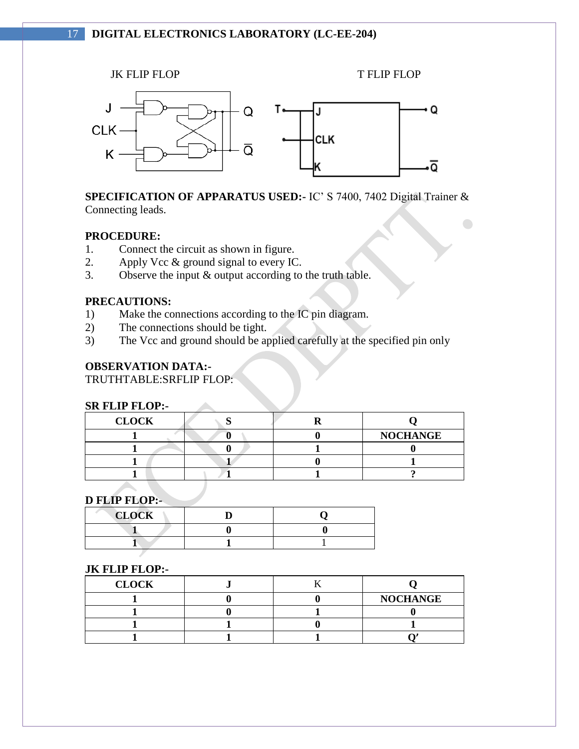JK FLIP FLOP T FLIP FLOP

**SPECIFICATION OF APPARATUS USED:-** IC' S 7400, 7402 Digital Trainer & Connecting leads.

**PROCEDURE:**

1. Connect the circuit as shown in figure.
2. Apply Vcc & ground signal to every IC.
3. Observe the input & output according to the truth table.

**PRECAUTIONS:**

1) Make the connections according to the IC pin diagram.
2) The connections should be tight.
3) The Vcc and ground should be applied carefully at the specified pin only

**OBSERVATION DATA:-**

TRUTHTABLE:SRFLIP FLOP:

**SR FLIP FLOP:-**

| CLOCK | S | R | Q |
|---|---|---|---|
| 1 | 0 | 0 | NOCHANGE |
| 1 | 0 | 1 | 0 |
| 1 | 1 | 0 | 1 |
| 1 | 1 | 1 | ? |

**D FLIP FLOP:-**

| CLOCK | D | Q |
|---|---|---|
| 1 | 0 | 0 |
| 1 | 1 | 1 |

**JK FLIP FLOP:-**

| CLOCK | J | K | Q |
|---|---|---|---|
| 1 | 0 | 0 | NOCHANGE |
| 1 | 0 | 1 | 0 |
| 1 | 1 | 0 | 1 |
| 1 | 1 | 1 | Q' |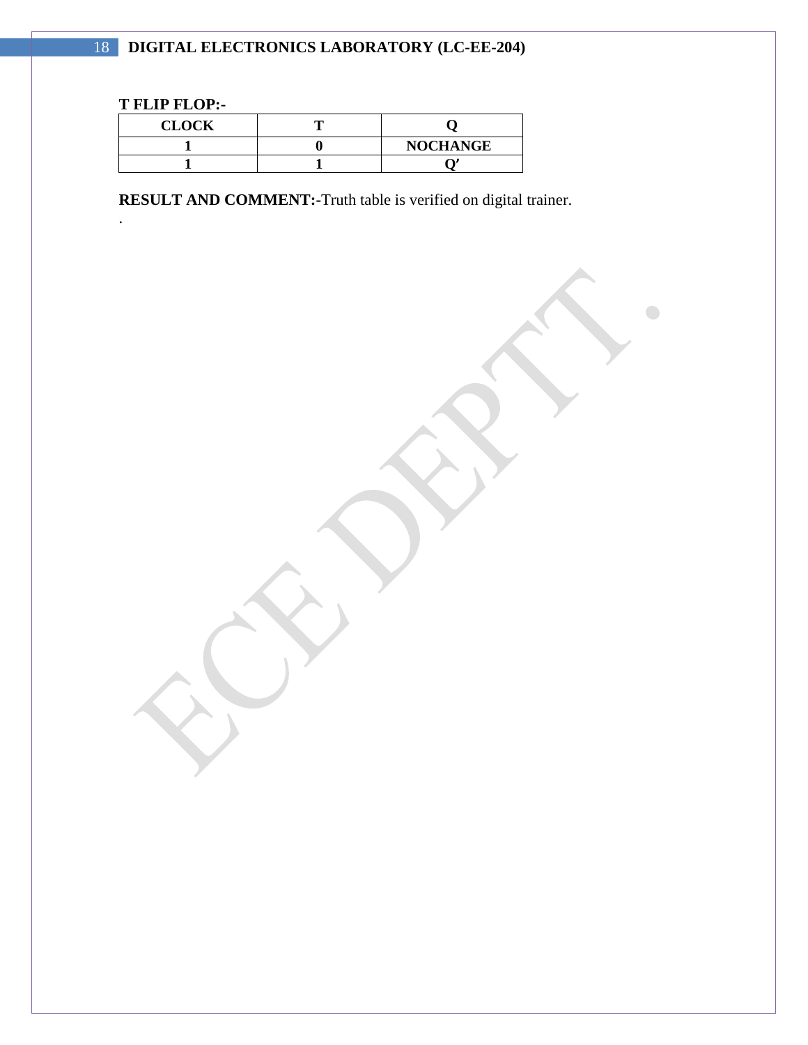**T FLIP FLOP:-**

| CLOCK | T | Q |
|---|---|---|
| 1 | 0 | NOCHANGE |
| 1 | 1 | Q' |

**RESULT AND COMMENT:-**Truth table is verified on digital trainer.

.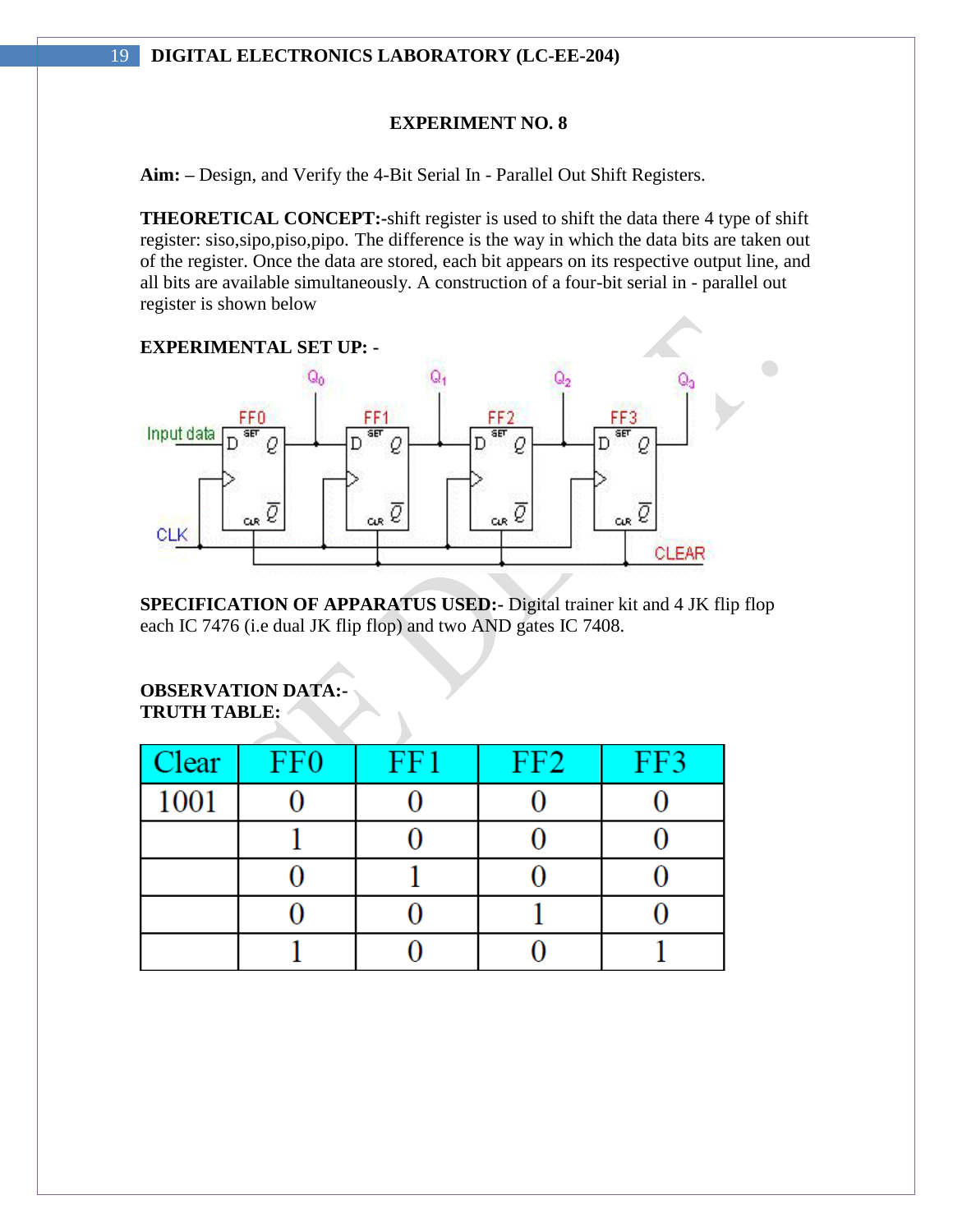**EXPERIMENT NO. 8**

**Aim: –** Design, and Verify the 4-Bit Serial In - Parallel Out Shift Registers.

**THEORETICAL CONCEPT:-**shift register is used to shift the data there 4 type of shift register: siso,sipo,piso,pipo. The difference is the way in which the data bits are taken out of the register. Once the data are stored, each bit appears on its respective output line, and all bits are available simultaneously. A construction of a four-bit serial in - parallel out register is shown below

**EXPERIMENTAL SET UP: -**

**SPECIFICATION OF APPARATUS USED:-** Digital trainer kit and 4 JK flip flop each IC 7476 (i.e dual JK flip flop) and two AND gates IC 7408.

**OBSERVATION DATA:-**
**TRUTH TABLE:**

| Clear | FF0 | FF1 | FF2 | FF3 |
|---|---|---|---|---|
| 1001 | 0 | 0 | 0 | 0 |
| | 1 | 0 | 0 | 0 |
| | 0 | 1 | 0 | 0 |
| | 0 | 0 | 1 | 0 |
| | 1 | 0 | 0 | 1 |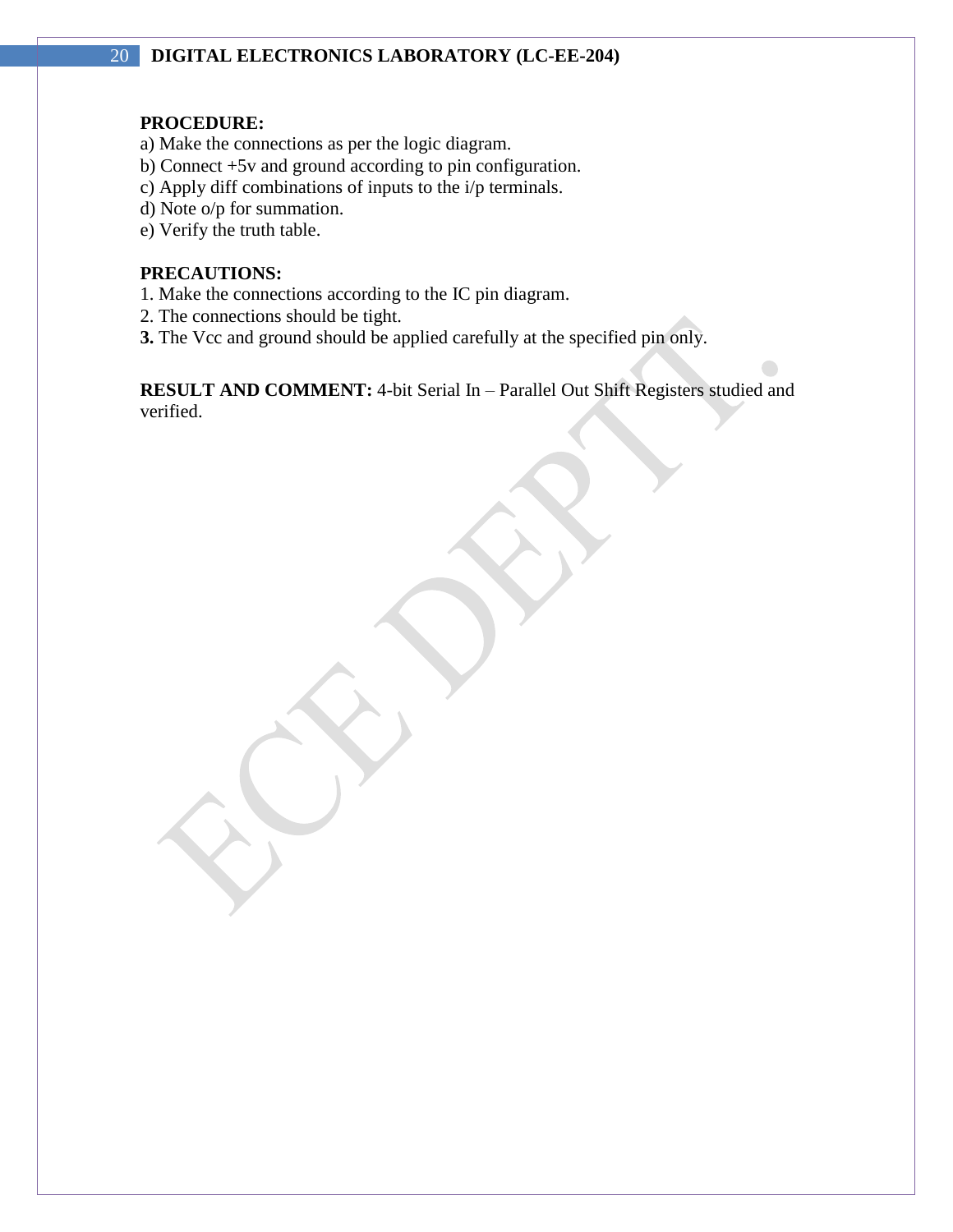**PROCEDURE:**

a) Make the connections as per the logic diagram.
b) Connect +5v and ground according to pin configuration.
c) Apply diff combinations of inputs to the i/p terminals.
d) Note o/p for summation.
e) Verify the truth table.

**PRECAUTIONS:**

1. Make the connections according to the IC pin diagram.
2. The connections should be tight.
**3.** The Vcc and ground should be applied carefully at the specified pin only.

**RESULT AND COMMENT:** 4-bit Serial In – Parallel Out Shift Registers studied and verified.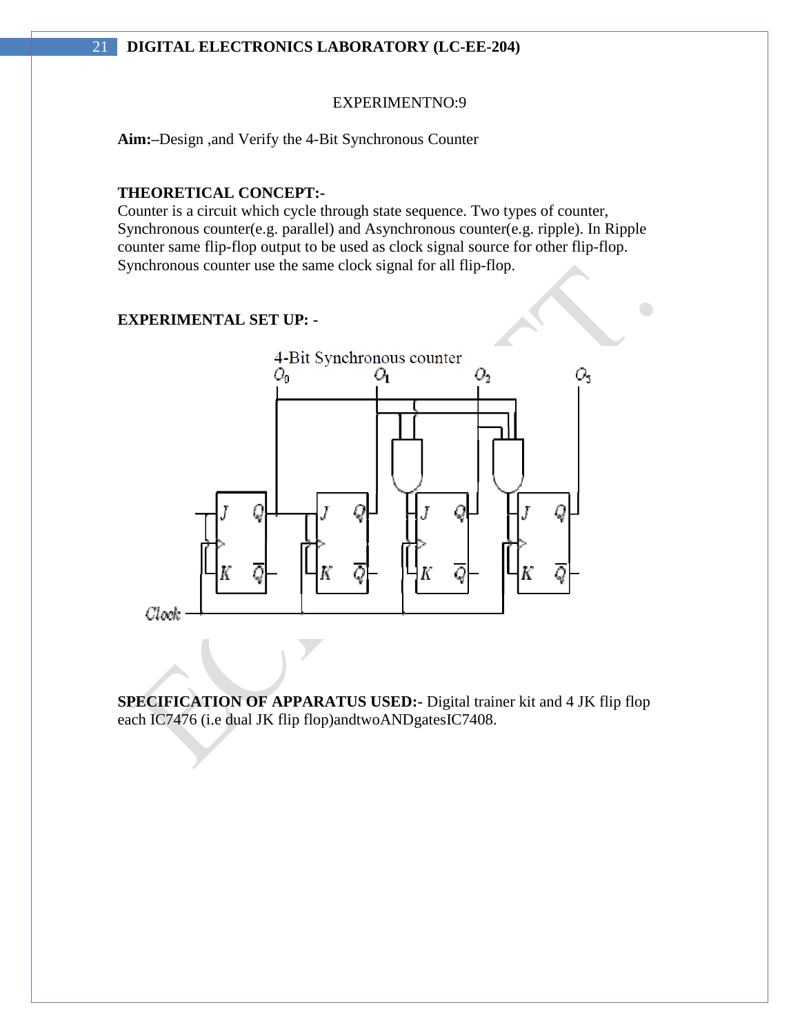EXPERIMENTNO:9

**Aim:–**Design ,and Verify the 4-Bit Synchronous Counter

**THEORETICAL CONCEPT:-**

Counter is a circuit which cycle through state sequence. Two types of counter, Synchronous counter(e.g. parallel) and Asynchronous counter(e.g. ripple). In Ripple counter same flip-flop output to be used as clock signal source for other flip-flop. Synchronous counter use the same clock signal for all flip-flop.

**EXPERIMENTAL SET UP: -**

4-Bit Synchronous counter

**SPECIFICATION OF APPARATUS USED:-** Digital trainer kit and 4 JK flip flop each IC7476 (i.e dual JK flip flop)andtwoANDgatesIC7408.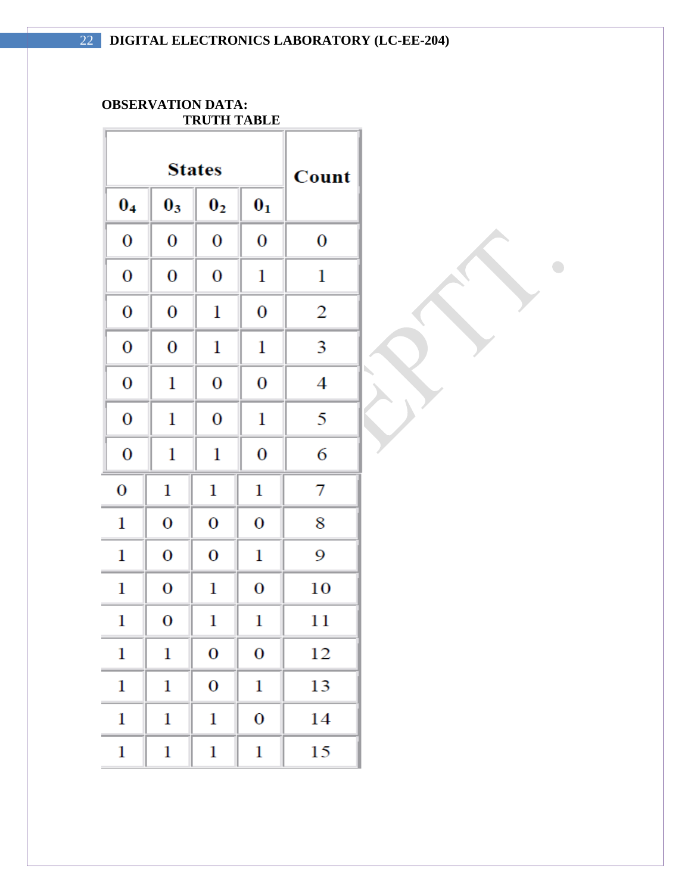**OBSERVATION DATA:**

**TRUTH TABLE**

| States | | | | Count |
|---|---|---|---|---|
| $0_4$ | $0_3$ | $0_2$ | $0_1$ | |
| 0 | 0 | 0 | 0 | 0 |
| 0 | 0 | 0 | 1 | 1 |
| 0 | 0 | 1 | 0 | 2 |
| 0 | 0 | 1 | 1 | 3 |
| 0 | 1 | 0 | 0 | 4 |
| 0 | 1 | 0 | 1 | 5 |
| 0 | 1 | 1 | 0 | 6 |
| 0 | 1 | 1 | 1 | 7 |
| 1 | 0 | 0 | 0 | 8 |
| 1 | 0 | 0 | 1 | 9 |
| 1 | 0 | 1 | 0 | 10 |
| 1 | 0 | 1 | 1 | 11 |
| 1 | 1 | 0 | 0 | 12 |
| 1 | 1 | 0 | 1 | 13 |
| 1 | 1 | 1 | 0 | 14 |
| 1 | 1 | 1 | 1 | 15 |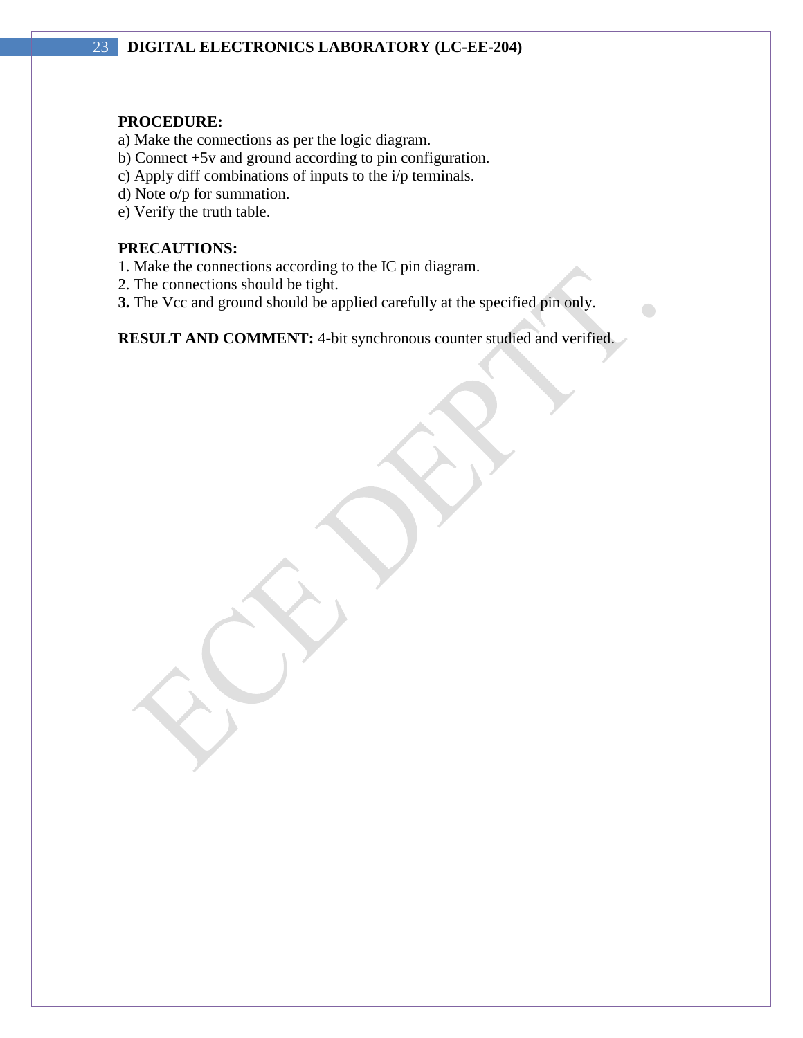**PROCEDURE:**

a) Make the connections as per the logic diagram.
b) Connect +5v and ground according to pin configuration.
c) Apply diff combinations of inputs to the i/p terminals.
d) Note o/p for summation.
e) Verify the truth table.

**PRECAUTIONS:**

1. Make the connections according to the IC pin diagram.
2. The connections should be tight.
3. The Vcc and ground should be applied carefully at the specified pin only.

**RESULT AND COMMENT:** 4-bit synchronous counter studied and verified.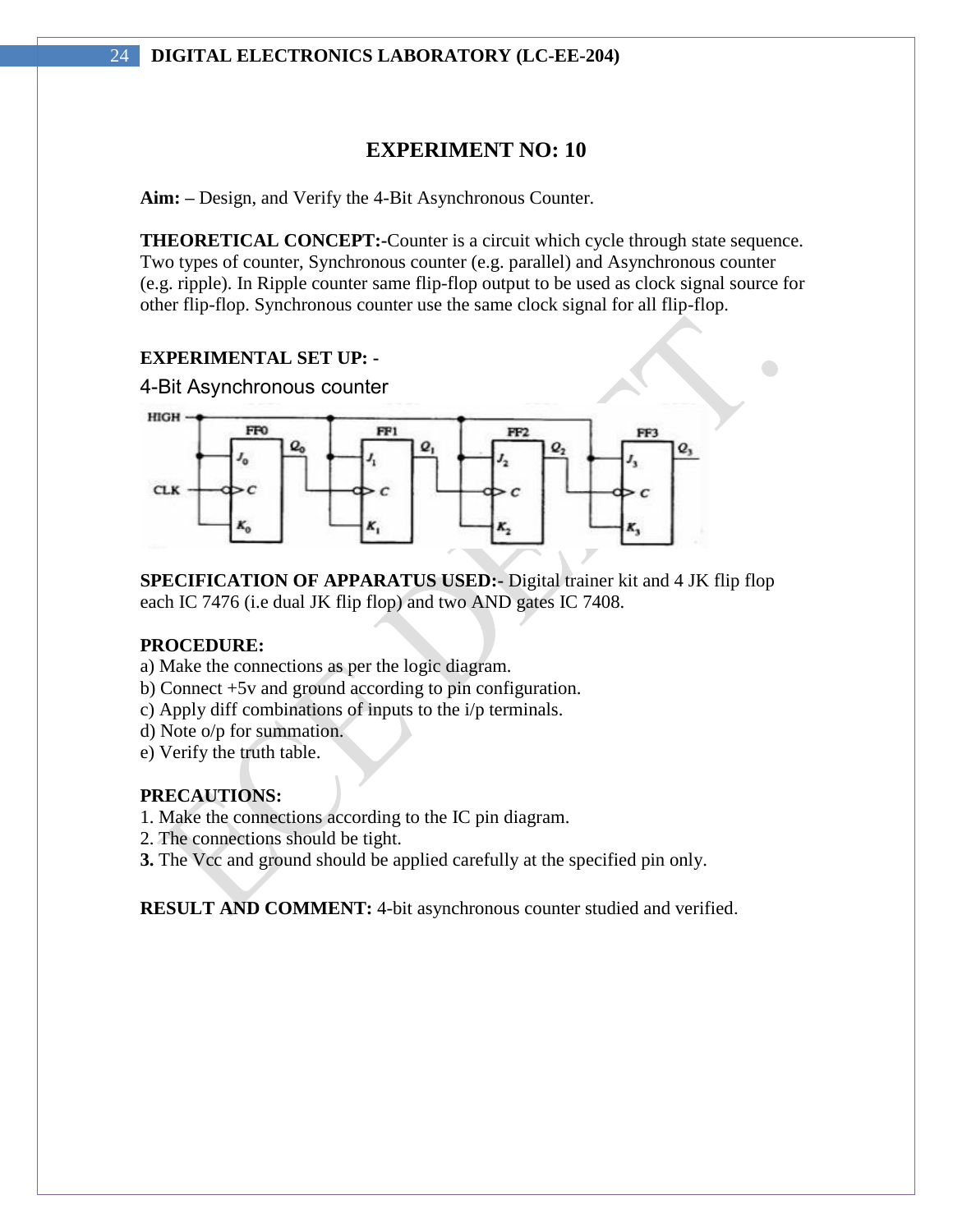# EXPERIMENT NO: 10

**Aim: –** Design, and Verify the 4-Bit Asynchronous Counter.

**THEORETICAL CONCEPT:-**Counter is a circuit which cycle through state sequence. Two types of counter, Synchronous counter (e.g. parallel) and Asynchronous counter (e.g. ripple). In Ripple counter same flip-flop output to be used as clock signal source for other flip-flop. Synchronous counter use the same clock signal for all flip-flop.

**EXPERIMENTAL SET UP: -**

4-Bit Asynchronous counter

HIGH
CLK
FF0 FF1 FF2 FF3
$J_0$ C $K_0$ $Q_0$
$J_1$ C $K_1$ $Q_1$
$J_2$ C $K_2$ $Q_2$
$J_3$ C $K_3$ $Q_3$

**SPECIFICATION OF APPARATUS USED:-** Digital trainer kit and 4 JK flip flop each IC 7476 (i.e dual JK flip flop) and two AND gates IC 7408.

**PROCEDURE:**

a) Make the connections as per the logic diagram.
b) Connect +5v and ground according to pin configuration.
c) Apply diff combinations of inputs to the i/p terminals.
d) Note o/p for summation.
e) Verify the truth table.

**PRECAUTIONS:**

1. Make the connections according to the IC pin diagram.
2. The connections should be tight.
3. The Vcc and ground should be applied carefully at the specified pin only.

**RESULT AND COMMENT:** 4-bit asynchronous counter studied and verified.